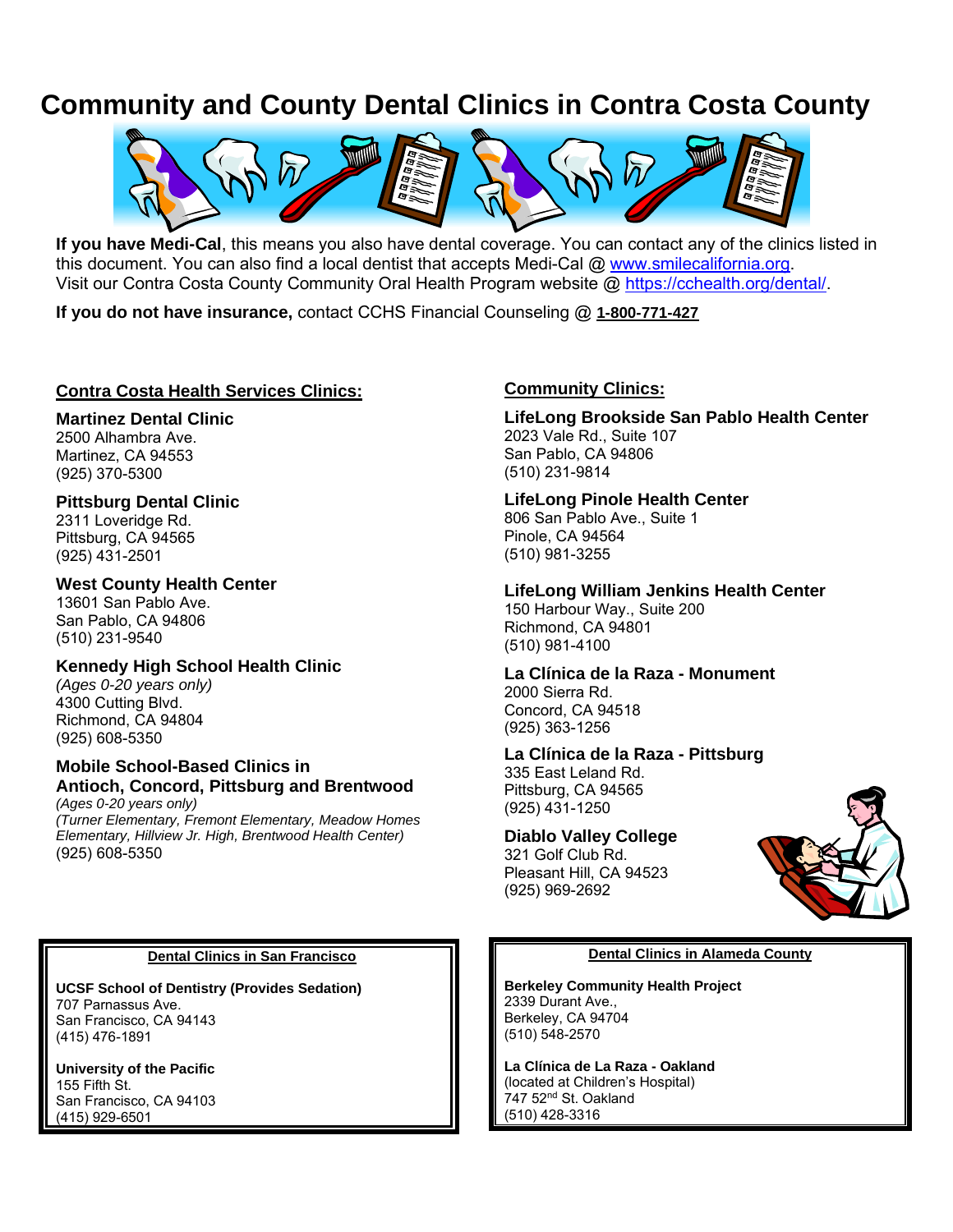# Community and County Dental Clinics in Contra Costa County

**If you have Medi-Cal**, this means you also have dental coverage. You can contact any of the clinics listed in this document. You can also find a local dentist that accepts Medi-Cal @ www.smilecalifornia.org. Visit our Contra Costa County Community Oral Health Program website @ https://cchealth.org/dental/.

**If you do not have insurance,** contact CCHS Financial Counseling @ **1-800-771-427**

## Contra Costa Health Services Clinics:

**Martinez Dental Clinic**
2500 Alhambra Ave.
Martinez, CA 94553
(925) 370-5300

**Pittsburg Dental Clinic**
2311 Loveridge Rd.
Pittsburg, CA 94565
(925) 431-2501

**West County Health Center**
13601 San Pablo Ave.
San Pablo, CA 94806
(510) 231-9540

**Kennedy High School Health Clinic**
*(Ages 0-20 years only)*
4300 Cutting Blvd.
Richmond, CA 94804
(925) 608-5350

**Mobile School-Based Clinics in Antioch, Concord, Pittsburg and Brentwood**
*(Ages 0-20 years only)*
*(Turner Elementary, Fremont Elementary, Meadow Homes Elementary, Hillview Jr. High, Brentwood Health Center)*
(925) 608-5350

## Community Clinics:

**LifeLong Brookside San Pablo Health Center**
2023 Vale Rd., Suite 107
San Pablo, CA 94806
(510) 231-9814

**LifeLong Pinole Health Center**
806 San Pablo Ave., Suite 1
Pinole, CA 94564
(510) 981-3255

**LifeLong William Jenkins Health Center**
150 Harbour Way., Suite 200
Richmond, CA 94801
(510) 981-4100

**La Clínica de la Raza - Monument**
2000 Sierra Rd.
Concord, CA 94518
(925) 363-1256

**La Clínica de la Raza - Pittsburg**
335 East Leland Rd.
Pittsburg, CA 94565
(925) 431-1250

**Diablo Valley College**
321 Golf Club Rd.
Pleasant Hill, CA 94523
(925) 969-2692

## Dental Clinics in San Francisco

**UCSF School of Dentistry (Provides Sedation)**
707 Parnassus Ave.
San Francisco, CA 94143
(415) 476-1891

**University of the Pacific**
155 Fifth St.
San Francisco, CA 94103
(415) 929-6501

## Dental Clinics in Alameda County

**Berkeley Community Health Project**
2339 Durant Ave.,
Berkeley, CA 94704
(510) 548-2570

**La Clínica de La Raza - Oakland**
(located at Children's Hospital)
747 52nd St. Oakland
(510) 428-3316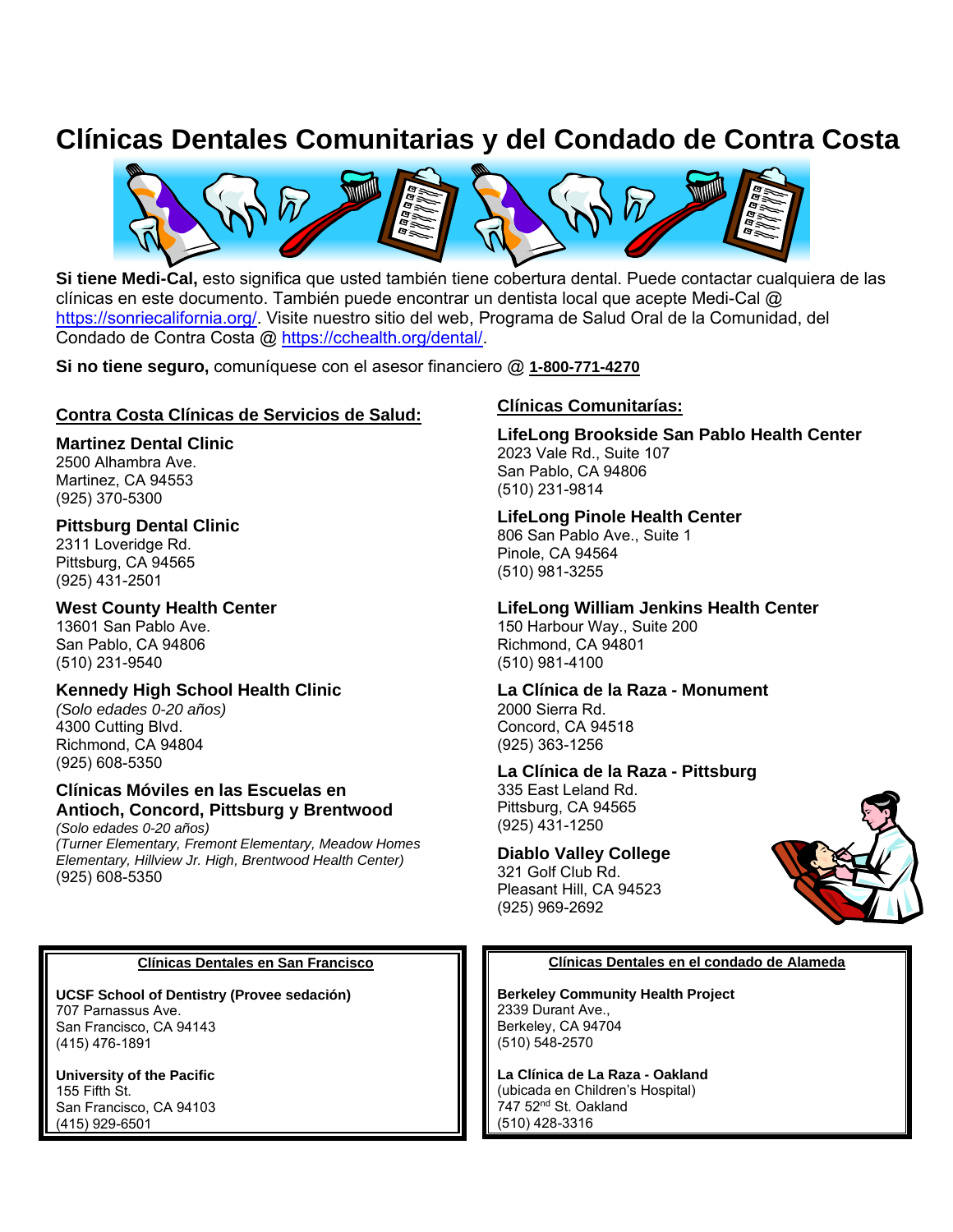# Clínicas Dentales Comunitarias y del Condado de Contra Costa

**Si tiene Medi-Cal,** esto significa que usted también tiene cobertura dental. Puede contactar cualquiera de las clínicas en este documento. También puede encontrar un dentista local que acepte Medi-Cal @ https://sonriecalifornia.org/. Visite nuestro sitio del web, Programa de Salud Oral de la Comunidad, del Condado de Contra Costa @ https://cchealth.org/dental/.

**Si no tiene seguro,** comuníquese con el asesor financiero @ **1-800-771-4270**

## Contra Costa Clínicas de Servicios de Salud:

**Martinez Dental Clinic**
2500 Alhambra Ave.
Martinez, CA 94553
(925) 370-5300

**Pittsburg Dental Clinic**
2311 Loveridge Rd.
Pittsburg, CA 94565
(925) 431-2501

**West County Health Center**
13601 San Pablo Ave.
San Pablo, CA 94806
(510) 231-9540

**Kennedy High School Health Clinic**
*(Solo edades 0-20 años)*
4300 Cutting Blvd.
Richmond, CA 94804
(925) 608-5350

**Clínicas Móviles en las Escuelas en Antioch, Concord, Pittsburg y Brentwood**
*(Solo edades 0-20 años)*
*(Turner Elementary, Fremont Elementary, Meadow Homes Elementary, Hillview Jr. High, Brentwood Health Center)*
(925) 608-5350

## Clínicas Comunitarías:

**LifeLong Brookside San Pablo Health Center**
2023 Vale Rd., Suite 107
San Pablo, CA 94806
(510) 231-9814

**LifeLong Pinole Health Center**
806 San Pablo Ave., Suite 1
Pinole, CA 94564
(510) 981-3255

**LifeLong William Jenkins Health Center**
150 Harbour Way., Suite 200
Richmond, CA 94801
(510) 981-4100

**La Clínica de la Raza - Monument**
2000 Sierra Rd.
Concord, CA 94518
(925) 363-1256

**La Clínica de la Raza - Pittsburg**
335 East Leland Rd.
Pittsburg, CA 94565
(925) 431-1250

**Diablo Valley College**
321 Golf Club Rd.
Pleasant Hill, CA 94523
(925) 969-2692

## Clínicas Dentales en San Francisco

**UCSF School of Dentistry (Provee sedación)**
707 Parnassus Ave.
San Francisco, CA 94143
(415) 476-1891

**University of the Pacific**
155 Fifth St.
San Francisco, CA 94103
(415) 929-6501

## Clínicas Dentales en el condado de Alameda

**Berkeley Community Health Project**
2339 Durant Ave.,
Berkeley, CA 94704
(510) 548-2570

**La Clínica de La Raza - Oakland**
(ubicada en Children's Hospital)
747 52nd St. Oakland
(510) 428-3316